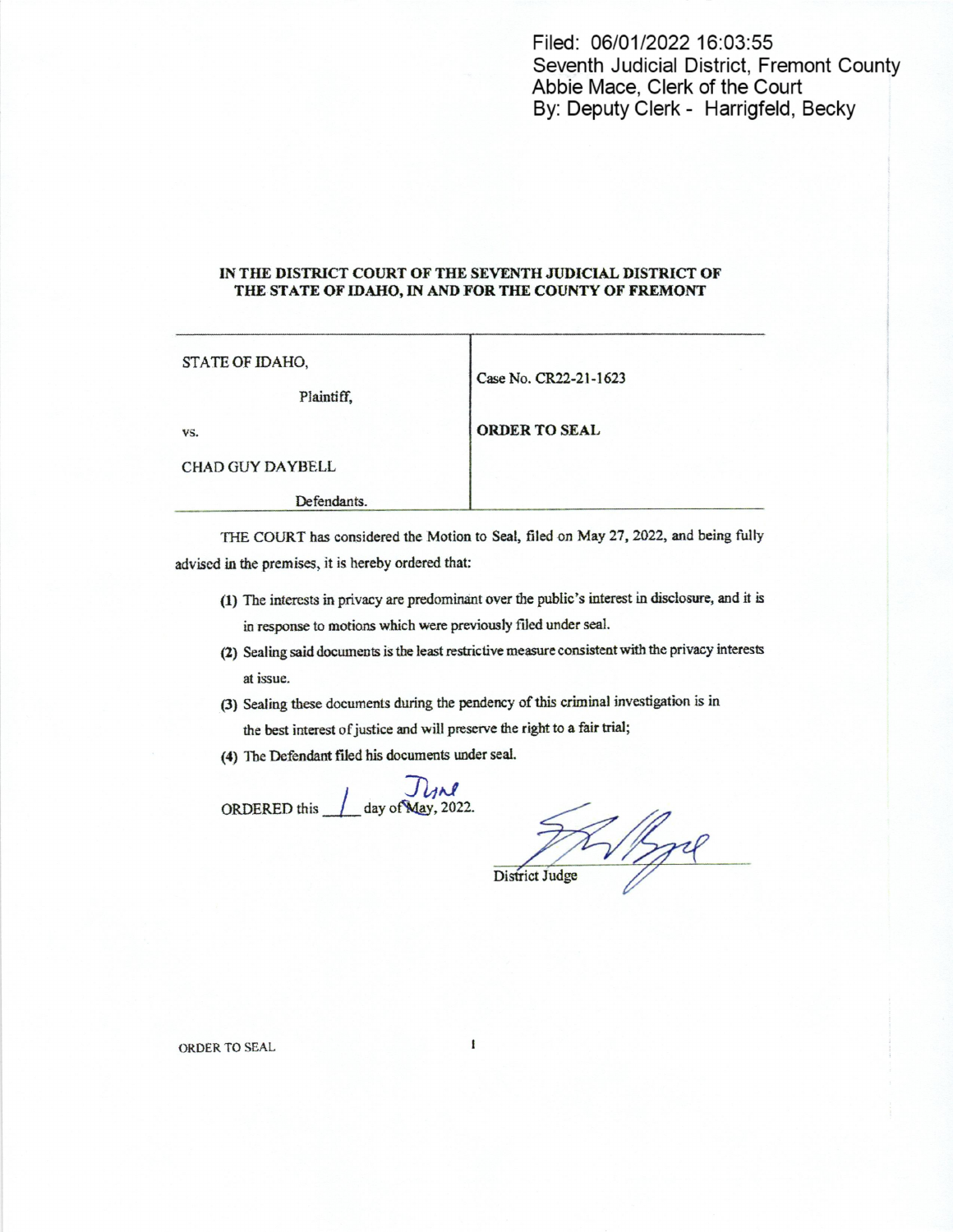Filed: 06/01/2022 16:03:55
Seventh Judicial District, Fremont County
Abbie Mace, Clerk of the Court
By: Deputy Clerk - Harrigfeld, Becky

**IN THE DISTRICT COURT OF THE SEVENTH JUDICIAL DISTRICT OF THE STATE OF IDAHO, IN AND FOR THE COUNTY OF FREMONT**

| | |
|---|---|
| STATE OF IDAHO,<br><br>Plaintiff,<br><br>vs.<br><br>CHAD GUY DAYBELL<br><br>Defendants. | Case No. CR22-21-1623<br><br>**ORDER TO SEAL** |

THE COURT has considered the Motion to Seal, filed on May 27, 2022, and being fully advised in the premises, it is hereby ordered that:

(1) The interests in privacy are predominant over the public's interest in disclosure, and it is in response to motions which were previously filed under seal.

(2) Sealing said documents is the least restrictive measure consistent with the privacy interests at issue.

(3) Sealing these documents during the pendency of this criminal investigation is in the best interest of justice and will preserve the right to a fair trial;

(4) The Defendant filed his documents under seal.

ORDERED this 1 day of ~~May~~ June, 2022.

District Judge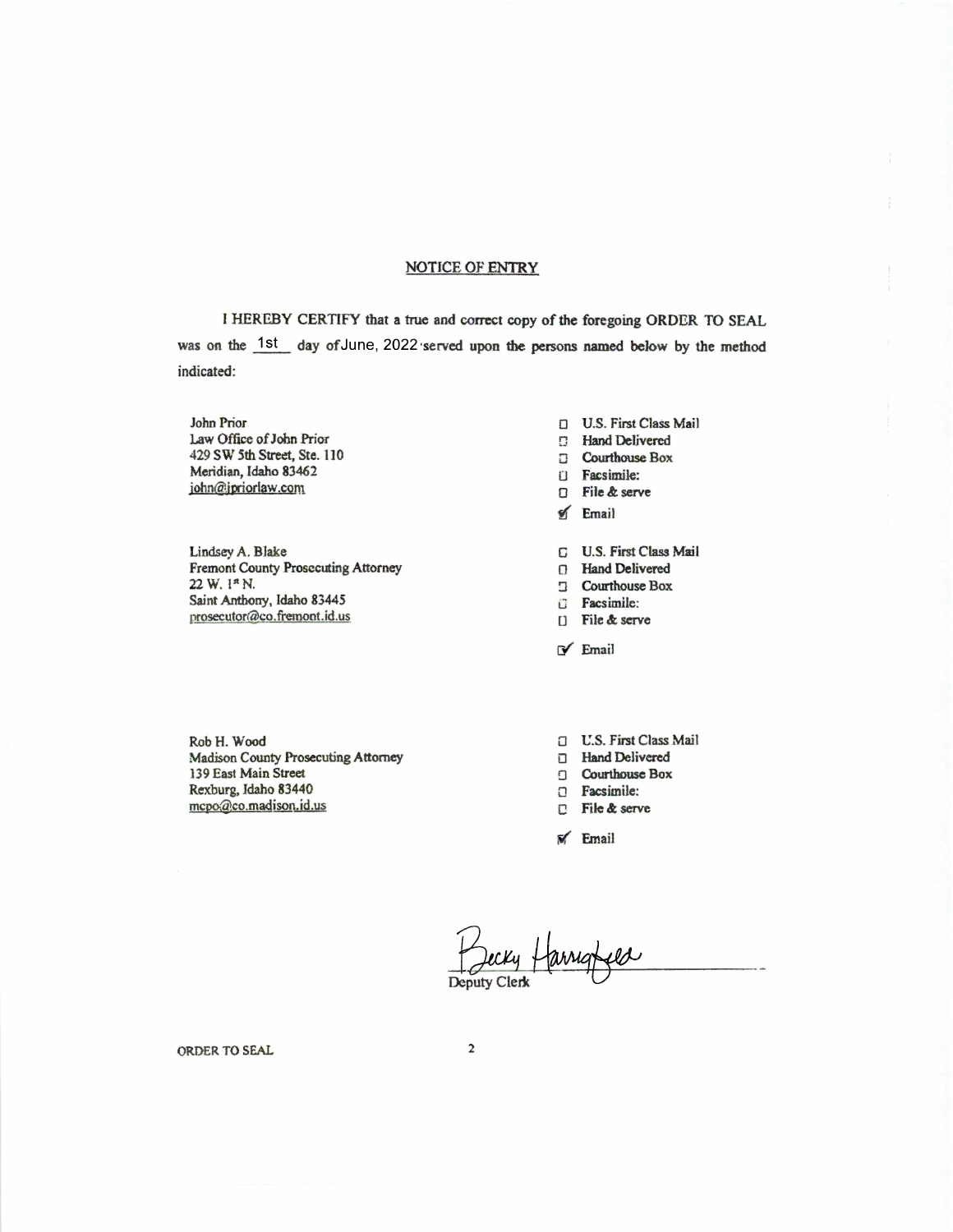## NOTICE OF ENTRY

I HEREBY CERTIFY that a true and correct copy of the foregoing ORDER TO SEAL was on the 1st day of June, 2022 served upon the persons named below by the method indicated:

John Prior
Law Office of John Prior
429 SW 5th Street, Ste. 110
Meridian, Idaho 83462
john@jpriorlaw.com

- ☐ U.S. First Class Mail
- ☐ Hand Delivered
- ☐ Courthouse Box
- ☐ Facsimile:
- ☐ File & serve
- ☑ Email

Lindsey A. Blake
Fremont County Prosecuting Attorney
22 W. 1st N.
Saint Anthony, Idaho 83445
prosecutor@co.fremont.id.us

- ☐ U.S. First Class Mail
- ☐ Hand Delivered
- ☐ Courthouse Box
- ☐ Facsimile:
- ☐ File & serve
- ☑ Email

Rob H. Wood
Madison County Prosecuting Attorney
139 East Main Street
Rexburg, Idaho 83440
mcpo@co.madison.id.us

- ☐ U.S. First Class Mail
- ☐ Hand Delivered
- ☐ Courthouse Box
- ☐ Facsimile:
- ☐ File & serve
- ☑ Email

Becky Harrigfeld
Deputy Clerk